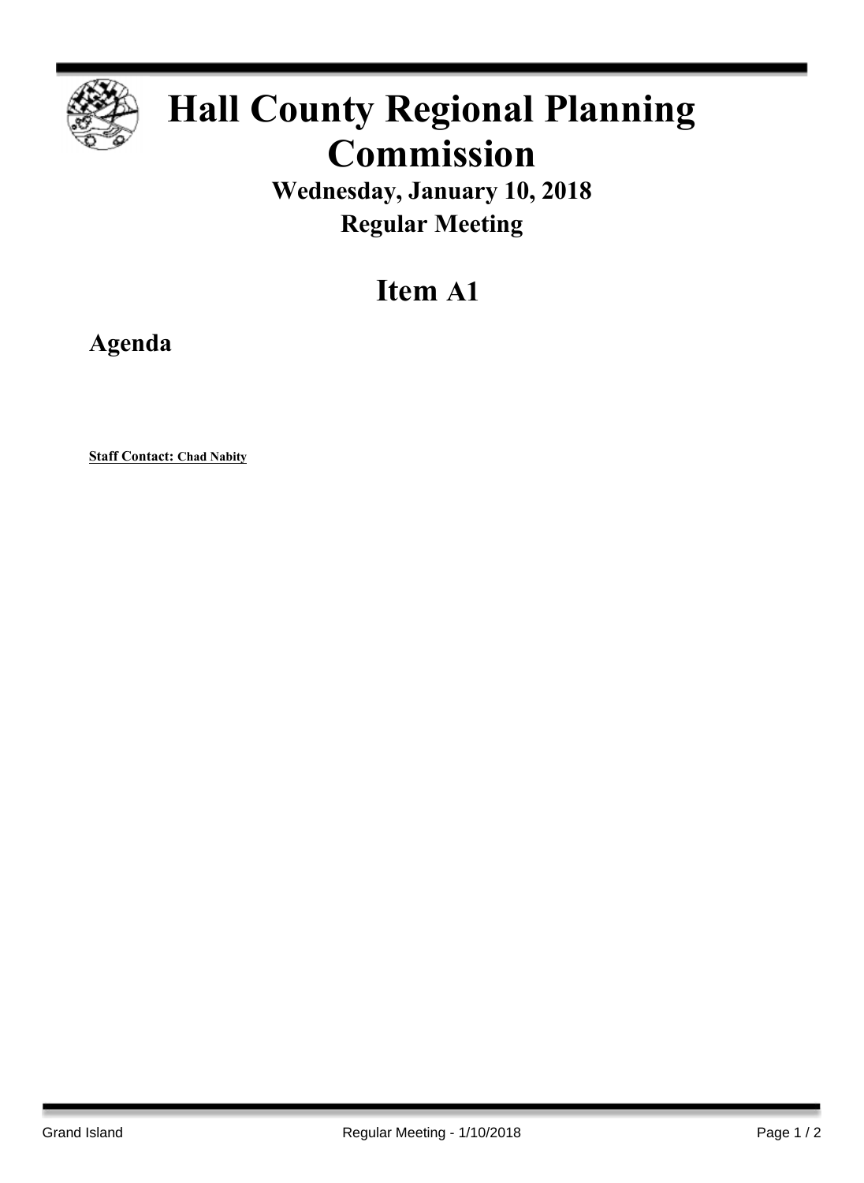# Hall County Regional Planning Commission

## Wednesday, January 10, 2018

## Regular Meeting

# Item A1

## Agenda

**Staff Contact: Chad Nabity**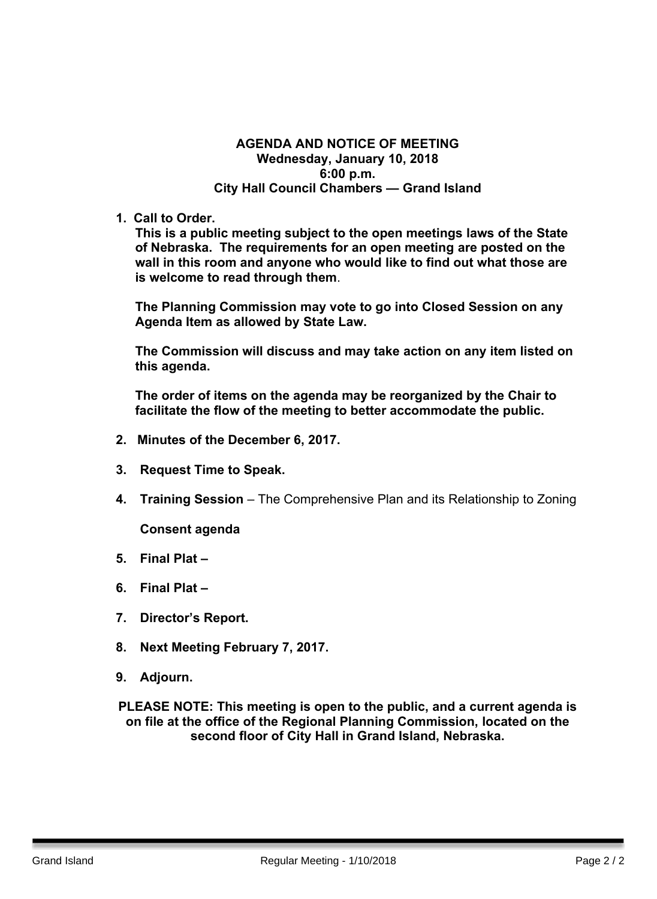**AGENDA AND NOTICE OF MEETING**
**Wednesday, January 10, 2018**
**6:00 p.m.**
**City Hall Council Chambers — Grand Island**

1. **Call to Order.**

   **This is a public meeting subject to the open meetings laws of the State of Nebraska. The requirements for an open meeting are posted on the wall in this room and anyone who would like to find out what those are is welcome to read through them**.

   **The Planning Commission may vote to go into Closed Session on any Agenda Item as allowed by State Law.**

   **The Commission will discuss and may take action on any item listed on this agenda.**

   **The order of items on the agenda may be reorganized by the Chair to facilitate the flow of the meeting to better accommodate the public.**

2. **Minutes of the December 6, 2017.**

3. **Request Time to Speak.**

4. **Training Session** – The Comprehensive Plan and its Relationship to Zoning

   **Consent agenda**

5. **Final Plat –**

6. **Final Plat –**

7. **Director's Report.**

8. **Next Meeting February 7, 2017.**

9. **Adjourn.**

**PLEASE NOTE: This meeting is open to the public, and a current agenda is on file at the office of the Regional Planning Commission, located on the second floor of City Hall in Grand Island, Nebraska.**